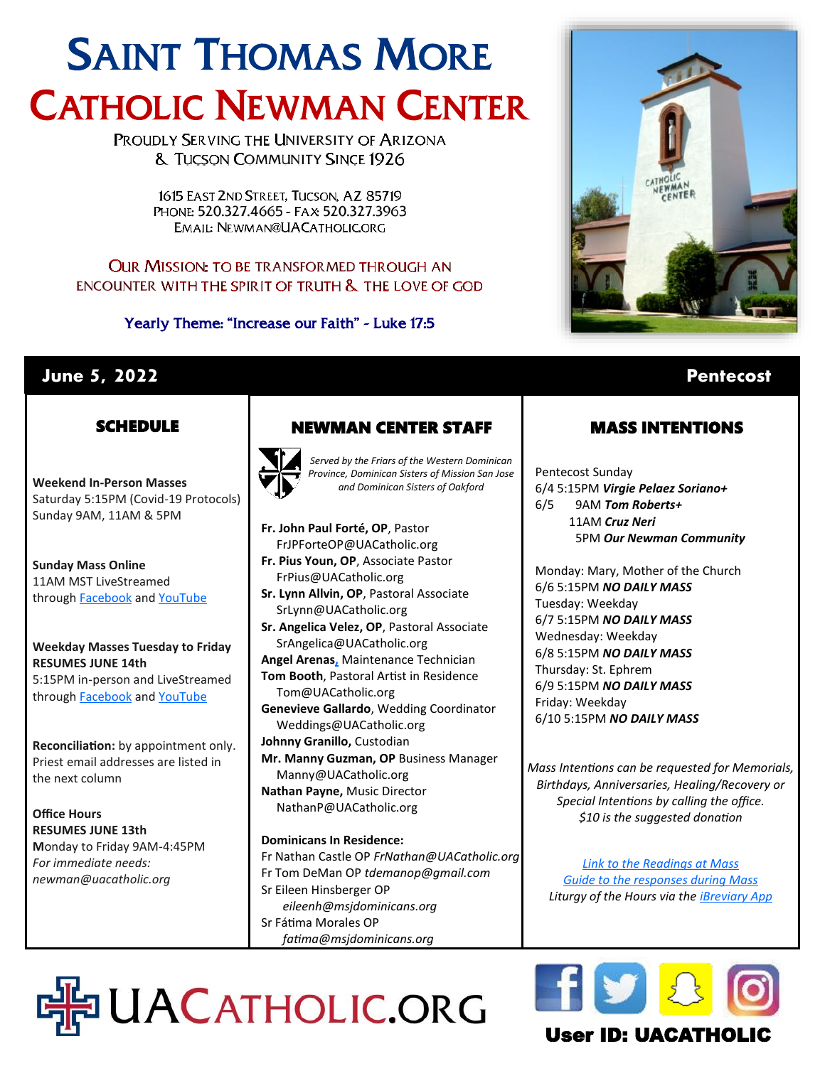# Saint Thomas More Catholic Newman Center

Proudly Serving the University of Arizona & Tucson Community Since 1926

1615 East 2nd Street, Tucson, AZ 85719
Phone: 520.327.4665 - Fax 520.327.3963
Email: Newman@UACatholic.org

Our Mission: to be transformed through an encounter with the Spirit of Truth & the Love of God

Yearly Theme: "Increase our Faith" - Luke 17:5

**June 5, 2022** — **Pentecost**

## SCHEDULE

**Weekend In-Person Masses**
Saturday 5:15PM (Covid-19 Protocols)
Sunday 9AM, 11AM & 5PM

**Sunday Mass Online**
11AM MST LiveStreamed through Facebook and YouTube

**Weekday Masses Tuesday to Friday**
**RESUMES JUNE 14th**
5:15PM in-person and LiveStreamed through Facebook and YouTube

**Reconciliation:** by appointment only. Priest email addresses are listed in the next column

**Office Hours**
**RESUMES JUNE 13th**
Monday to Friday 9AM-4:45PM
*For immediate needs:*
*newman@uacatholic.org*

## NEWMAN CENTER STAFF

*Served by the Friars of the Western Dominican Province, Dominican Sisters of Mission San Jose and Dominican Sisters of Oakford*

**Fr. John Paul Forté, OP**, Pastor
FrJPForteOP@UACatholic.org
**Fr. Pius Youn, OP**, Associate Pastor
FrPius@UACatholic.org
**Sr. Lynn Allvin, OP**, Pastoral Associate
SrLynn@UACatholic.org
**Sr. Angelica Velez, OP**, Pastoral Associate
SrAngelica@UACatholic.org
**Angel Arenas**, Maintenance Technician
**Tom Booth**, Pastoral Artist in Residence
Tom@UACatholic.org
**Genevieve Gallardo**, Wedding Coordinator
Weddings@UACatholic.org
**Johnny Granillo,** Custodian
**Mr. Manny Guzman, OP** Business Manager
Manny@UACatholic.org
**Nathan Payne,** Music Director
NathanP@UACatholic.org

**Dominicans In Residence:**
Fr Nathan Castle OP *FrNathan@UACatholic.org*
Fr Tom DeMan OP *tdemanop@gmail.com*
Sr Eileen Hinsberger OP
*eileenh@msjdominicans.org*
Sr Fátima Morales OP
*fatima@msjdominicans.org*

## MASS INTENTIONS

Pentecost Sunday
6/4 5:15PM ***Virgie Pelaez Soriano+***
6/5 9AM ***Tom Roberts+***
11AM ***Cruz Neri***
5PM ***Our Newman Community***

Monday: Mary, Mother of the Church
6/6 5:15PM ***NO DAILY MASS***
Tuesday: Weekday
6/7 5:15PM ***NO DAILY MASS***
Wednesday: Weekday
6/8 5:15PM ***NO DAILY MASS***
Thursday: St. Ephrem
6/9 5:15PM ***NO DAILY MASS***
Friday: Weekday
6/10 5:15PM ***NO DAILY MASS***

*Mass Intentions can be requested for Memorials, Birthdays, Anniversaries, Healing/Recovery or Special Intentions by calling the office. $10 is the suggested donation*

*Link to the Readings at Mass*
*Guide to the responses during Mass*
*Liturgy of the Hours via the iBreviary App*

UACatholic.org

**User ID: UACATHOLIC**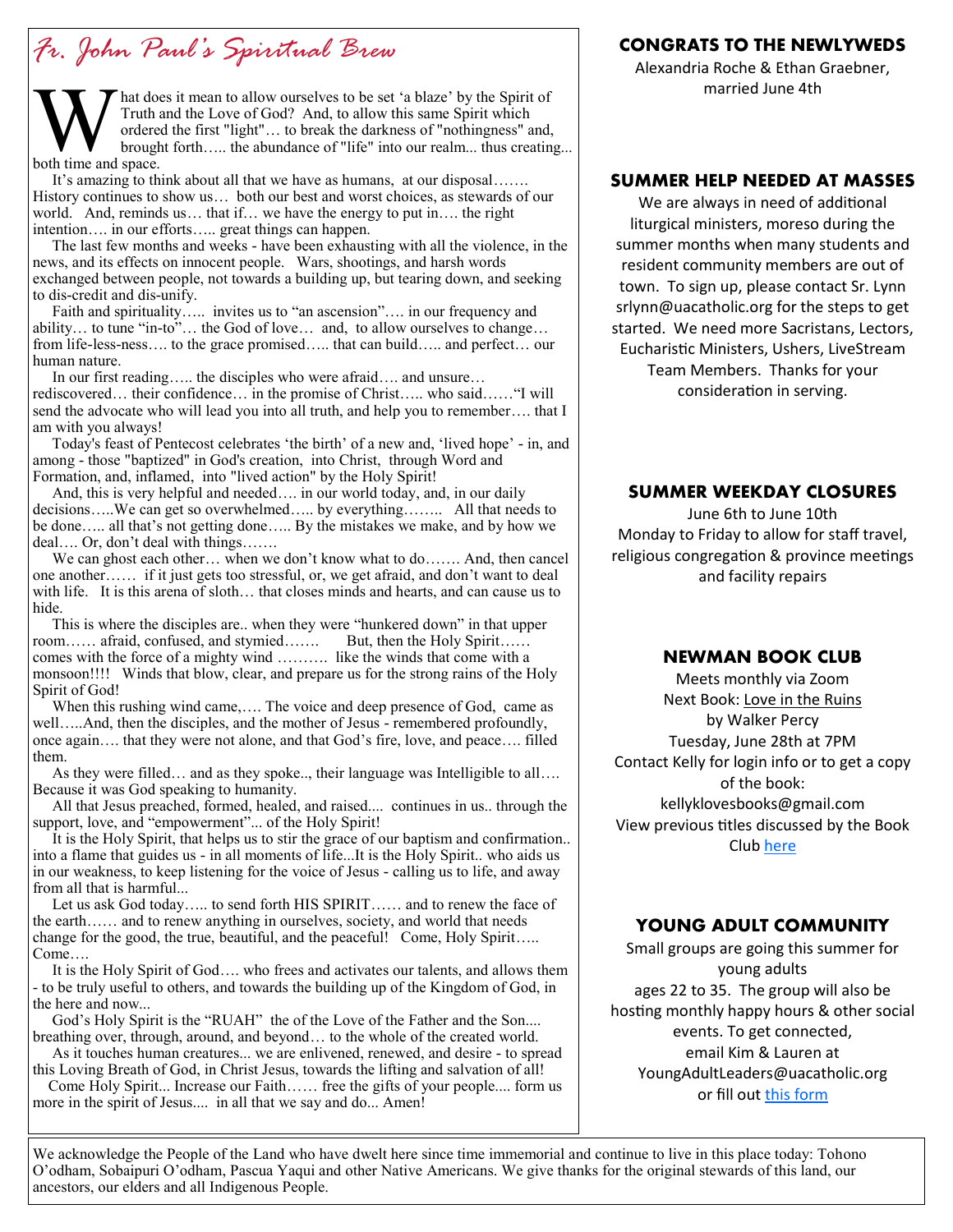# *Fr. John Paul's Spiritual Brew*

What does it mean to allow ourselves to be set 'a blaze' by the Spirit of Truth and the Love of God? And, to allow this same Spirit which ordered the first "light"… to break the darkness of "nothingness" and, brought forth….. the abundance of "life" into our realm... thus creating... both time and space.

It's amazing to think about all that we have as humans, at our disposal……. History continues to show us… both our best and worst choices, as stewards of our world. And, reminds us… that if… we have the energy to put in…. the right intention…. in our efforts….. great things can happen.

The last few months and weeks - have been exhausting with all the violence, in the news, and its effects on innocent people. Wars, shootings, and harsh words exchanged between people, not towards a building up, but tearing down, and seeking to dis-credit and dis-unify.

Faith and spirituality….. invites us to "an ascension"…. in our frequency and ability… to tune "in-to"… the God of love… and, to allow ourselves to change… from life-less-ness…. to the grace promised…. that can build….. and perfect… our human nature.

In our first reading….. the disciples who were afraid…. and unsure… rediscovered… their confidence… in the promise of Christ….. who said……"I will send the advocate who will lead you into all truth, and help you to remember…. that I am with you always!

Today's feast of Pentecost celebrates 'the birth' of a new and, 'lived hope' - in, and among - those "baptized" in God's creation, into Christ, through Word and Formation, and, inflamed, into "lived action" by the Holy Spirit!

And, this is very helpful and needed…. in our world today, and, in our daily decisions…..We can get so overwhelmed….. by everything…….. All that needs to be done….. all that's not getting done….. By the mistakes we make, and by how we deal…. Or, don't deal with things…….

We can ghost each other… when we don't know what to do……. And, then cancel one another…… if it just gets too stressful, or, we get afraid, and don't want to deal with life. It is this arena of sloth… that closes minds and hearts, and can cause us to hide.

This is where the disciples are.. when they were "hunkered down" in that upper room…… afraid, confused, and stymied……. But, then the Holy Spirit…… comes with the force of a mighty wind ………. like the winds that come with a monsoon!!!! Winds that blow, clear, and prepare us for the strong rains of the Holy Spirit of God!

When this rushing wind came,…. The voice and deep presence of God, came as well…..And, then the disciples, and the mother of Jesus - remembered profoundly, once again…. that they were not alone, and that God's fire, love, and peace…. filled them.

As they were filled… and as they spoke.., their language was Intelligible to all…. Because it was God speaking to humanity.

All that Jesus preached, formed, healed, and raised.... continues in us.. through the support, love, and "empowerment"... of the Holy Spirit!

It is the Holy Spirit, that helps us to stir the grace of our baptism and confirmation.. into a flame that guides us - in all moments of life...It is the Holy Spirit.. who aids us in our weakness, to keep listening for the voice of Jesus - calling us to life, and away from all that is harmful...

Let us ask God today….. to send forth HIS SPIRIT…… and to renew the face of the earth…… and to renew anything in ourselves, society, and world that needs change for the good, the true, beautiful, and the peaceful! Come, Holy Spirit….. Come….

It is the Holy Spirit of God…. who frees and activates our talents, and allows them - to be truly useful to others, and towards the building up of the Kingdom of God, in the here and now...

God's Holy Spirit is the "RUAH" the of the Love of the Father and the Son.... breathing over, through, around, and beyond… to the whole of the created world.

As it touches human creatures... we are enlivened, renewed, and desire - to spread this Loving Breath of God, in Christ Jesus, towards the lifting and salvation of all!

Come Holy Spirit... Increase our Faith…… free the gifts of your people.... form us more in the spirit of Jesus.... in all that we say and do... Amen!

## CONGRATS TO THE NEWLYWEDS

Alexandria Roche & Ethan Graebner, married June 4th

## SUMMER HELP NEEDED AT MASSES

We are always in need of additional liturgical ministers, moreso during the summer months when many students and resident community members are out of town. To sign up, please contact Sr. Lynn srlynn@uacatholic.org for the steps to get started. We need more Sacristans, Lectors, Eucharistic Ministers, Ushers, LiveStream Team Members. Thanks for your consideration in serving.

## SUMMER WEEKDAY CLOSURES

June 6th to June 10th
Monday to Friday to allow for staff travel, religious congregation & province meetings and facility repairs

## NEWMAN BOOK CLUB

Meets monthly via Zoom
Next Book: Love in the Ruins
by Walker Percy
Tuesday, June 28th at 7PM
Contact Kelly for login info or to get a copy of the book:
kellyklovesbooks@gmail.com
View previous titles discussed by the Book Club here

## YOUNG ADULT COMMUNITY

Small groups are going this summer for young adults ages 22 to 35. The group will also be hosting monthly happy hours & other social events. To get connected, email Kim & Lauren at YoungAdultLeaders@uacatholic.org or fill out this form

We acknowledge the People of the Land who have dwelt here since time immemorial and continue to live in this place today: Tohono O'odham, Sobaipuri O'odham, Pascua Yaqui and other Native Americans. We give thanks for the original stewards of this land, our ancestors, our elders and all Indigenous People.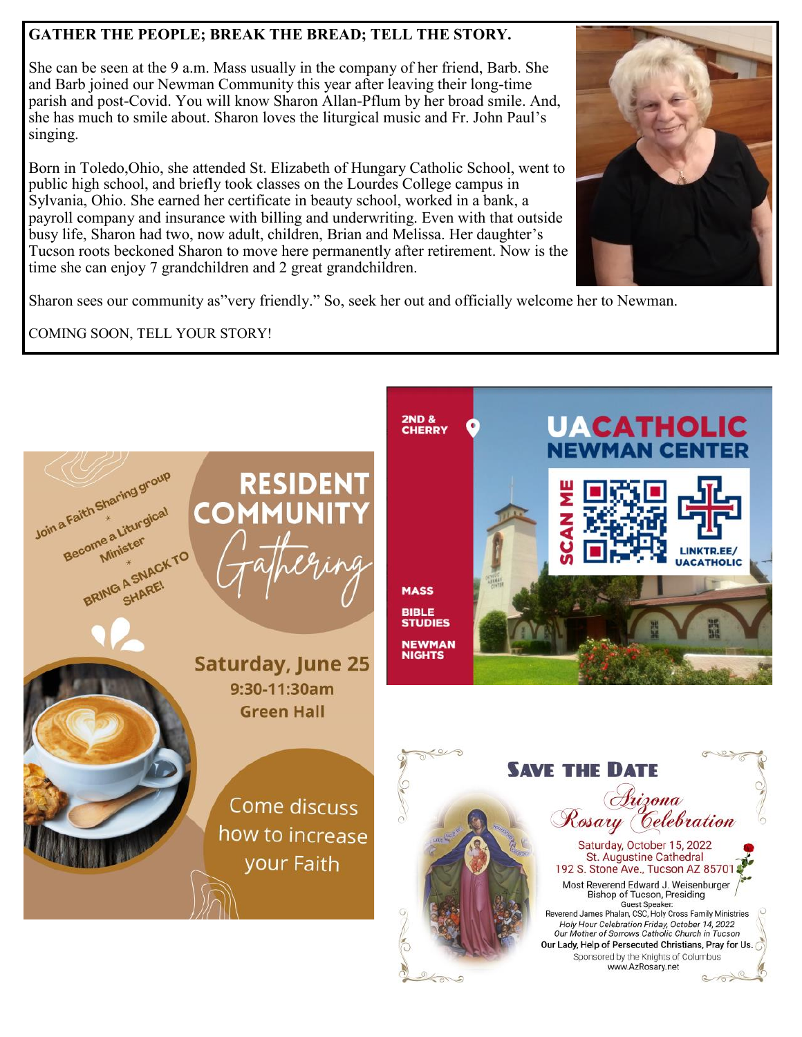## GATHER THE PEOPLE; BREAK THE BREAD; TELL THE STORY.

She can be seen at the 9 a.m. Mass usually in the company of her friend, Barb. She and Barb joined our Newman Community this year after leaving their long-time parish and post-Covid. You will know Sharon Allan-Pflum by her broad smile. And, she has much to smile about. Sharon loves the liturgical music and Fr. John Paul's singing.

Born in Toledo,Ohio, she attended St. Elizabeth of Hungary Catholic School, went to public high school, and briefly took classes on the Lourdes College campus in Sylvania, Ohio. She earned her certificate in beauty school, worked in a bank, a payroll company and insurance with billing and underwriting. Even with that outside busy life, Sharon had two, now adult, children, Brian and Melissa. Her daughter's Tucson roots beckoned Sharon to move here permanently after retirement. Now is the time she can enjoy 7 grandchildren and 2 great grandchildren.

Sharon sees our community as"very friendly." So, seek her out and officially welcome her to Newman.

COMING SOON, TELL YOUR STORY!

## RESIDENT COMMUNITY Gathering

Join a Faith Sharing group
*
Become a Liturgical Minister
*
BRING A SNACK TO SHARE!

**Saturday, June 25**
**9:30-11:30am**
**Green Hall**

Come discuss how to increase your Faith

## UACATHOLIC NEWMAN CENTER

2ND & CHERRY

SCAN ME

LINKTR.EE/UACATHOLIC

MASS
BIBLE STUDIES
NEWMAN NIGHTS

## SAVE THE DATE

*Arizona Rosary Celebration*

Saturday, October 15, 2022
St. Augustine Cathedral
192 S. Stone Ave., Tucson AZ 85701

Most Reverend Edward J. Weisenburger
Bishop of Tucson, Presiding

Guest Speaker:
Reverend James Phalan, CSC, Holy Cross Family Ministries

*Holy Hour Celebration Friday, October 14, 2022*
*Our Mother of Sorrows Catholic Church in Tucson*

**Our Lady, Help of Persecuted Christians, Pray for Us.**

Sponsored by the Knights of Columbus
www.AzRosary.net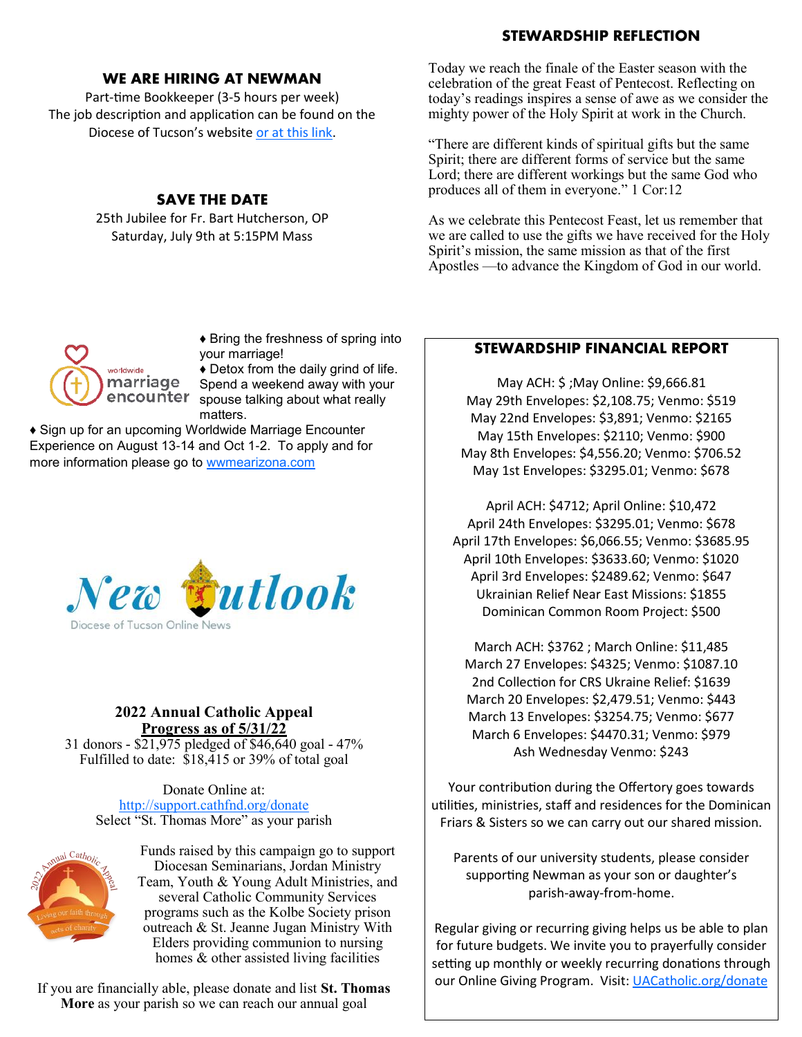## WE ARE HIRING AT NEWMAN

Part-time Bookkeeper (3-5 hours per week)
The job description and application can be found on the Diocese of Tucson's website or at this link.

## SAVE THE DATE

25th Jubilee for Fr. Bart Hutcherson, OP
Saturday, July 9th at 5:15PM Mass

worldwide marriage encounter

♦ Bring the freshness of spring into your marriage!
♦ Detox from the daily grind of life. Spend a weekend away with your spouse talking about what really matters.
♦ Sign up for an upcoming Worldwide Marriage Encounter Experience on August 13-14 and Oct 1-2. To apply and for more information please go to wwmearizona.com

New Outlook
Diocese of Tucson Online News

**2022 Annual Catholic Appeal**
**Progress as of 5/31/22**
31 donors - $21,975 pledged of $46,640 goal - 47%
Fulfilled to date: $18,415 or 39% of total goal

Donate Online at:
http://support.cathfnd.org/donate
Select "St. Thomas More" as your parish

Funds raised by this campaign go to support Diocesan Seminarians, Jordan Ministry Team, Youth & Young Adult Ministries, and several Catholic Community Services programs such as the Kolbe Society prison outreach & St. Jeanne Jugan Ministry With Elders providing communion to nursing homes & other assisted living facilities

If you are financially able, please donate and list **St. Thomas More** as your parish so we can reach our annual goal

## STEWARDSHIP REFLECTION

Today we reach the finale of the Easter season with the celebration of the great Feast of Pentecost. Reflecting on today's readings inspires a sense of awe as we consider the mighty power of the Holy Spirit at work in the Church.

"There are different kinds of spiritual gifts but the same Spirit; there are different forms of service but the same Lord; there are different workings but the same God who produces all of them in everyone." 1 Cor:12

As we celebrate this Pentecost Feast, let us remember that we are called to use the gifts we have received for the Holy Spirit's mission, the same mission as that of the first Apostles —to advance the Kingdom of God in our world.

## STEWARDSHIP FINANCIAL REPORT

May ACH: $ ;May Online: $9,666.81
May 29th Envelopes: $2,108.75; Venmo: $519
May 22nd Envelopes: $3,891; Venmo: $2165
May 15th Envelopes: $2110; Venmo: $900
May 8th Envelopes: $4,556.20; Venmo: $706.52
May 1st Envelopes: $3295.01; Venmo: $678

April ACH: $4712; April Online: $10,472
April 24th Envelopes: $3295.01; Venmo: $678
April 17th Envelopes: $6,066.55; Venmo: $3685.95
April 10th Envelopes: $3633.60; Venmo: $1020
April 3rd Envelopes: $2489.62; Venmo: $647
Ukrainian Relief Near East Missions: $1855
Dominican Common Room Project: $500

March ACH: $3762 ; March Online: $11,485
March 27 Envelopes: $4325; Venmo: $1087.10
2nd Collection for CRS Ukraine Relief: $1639
March 20 Envelopes: $2,479.51; Venmo: $443
March 13 Envelopes: $3254.75; Venmo: $677
March 6 Envelopes: $4470.31; Venmo: $979
Ash Wednesday Venmo: $243

Your contribution during the Offertory goes towards utilities, ministries, staff and residences for the Dominican Friars & Sisters so we can carry out our shared mission.

Parents of our university students, please consider supporting Newman as your son or daughter's parish-away-from-home.

Regular giving or recurring giving helps us be able to plan for future budgets. We invite you to prayerfully consider setting up monthly or weekly recurring donations through our Online Giving Program. Visit: UACatholic.org/donate